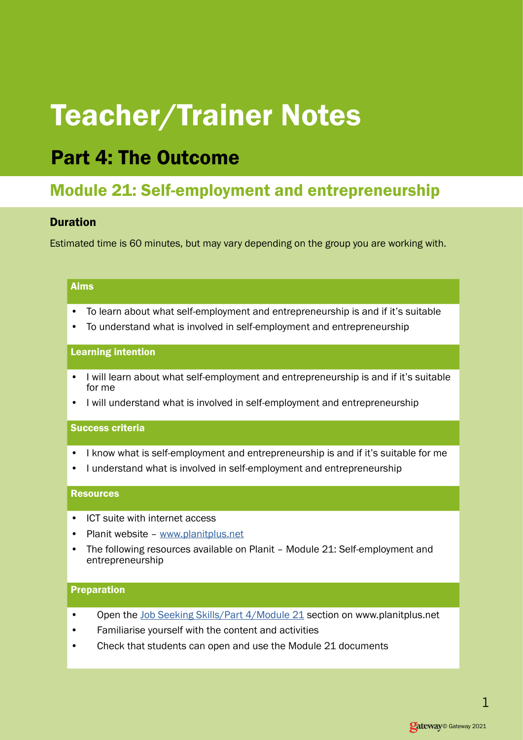# Teacher/Trainer Notes

## Part 4: The Outcome

## Module 21: Self-employment and entrepreneurship

### Duration

Estimated time is 60 minutes, but may vary depending on the group you are working with.

#### Aims

- To learn about what self-employment and entrepreneurship is and if it's suitable
- To understand what is involved in self-employment and entrepreneurship

#### Learning intention

- I will learn about what self-employment and entrepreneurship is and if it's suitable for me
- I will understand what is involved in self-employment and entrepreneurship

#### Success criteria

- I know what is self-employment and entrepreneurship is and if it's suitable for me
- I understand what is involved in self-employment and entrepreneurship

#### Resources

- ICT suite with internet access
- Planit website – [www.planitplus.net](www.planitplus.net)
- The following resources available on Planit – Module 21: Self-employment and entrepreneurship

#### Preparation

- Open the Job Seeking Skills/Part 4/Module 21 section on www.planitplus.net
- Familiarise yourself with the content and activities
- Check that students can open and use the Module 21 documents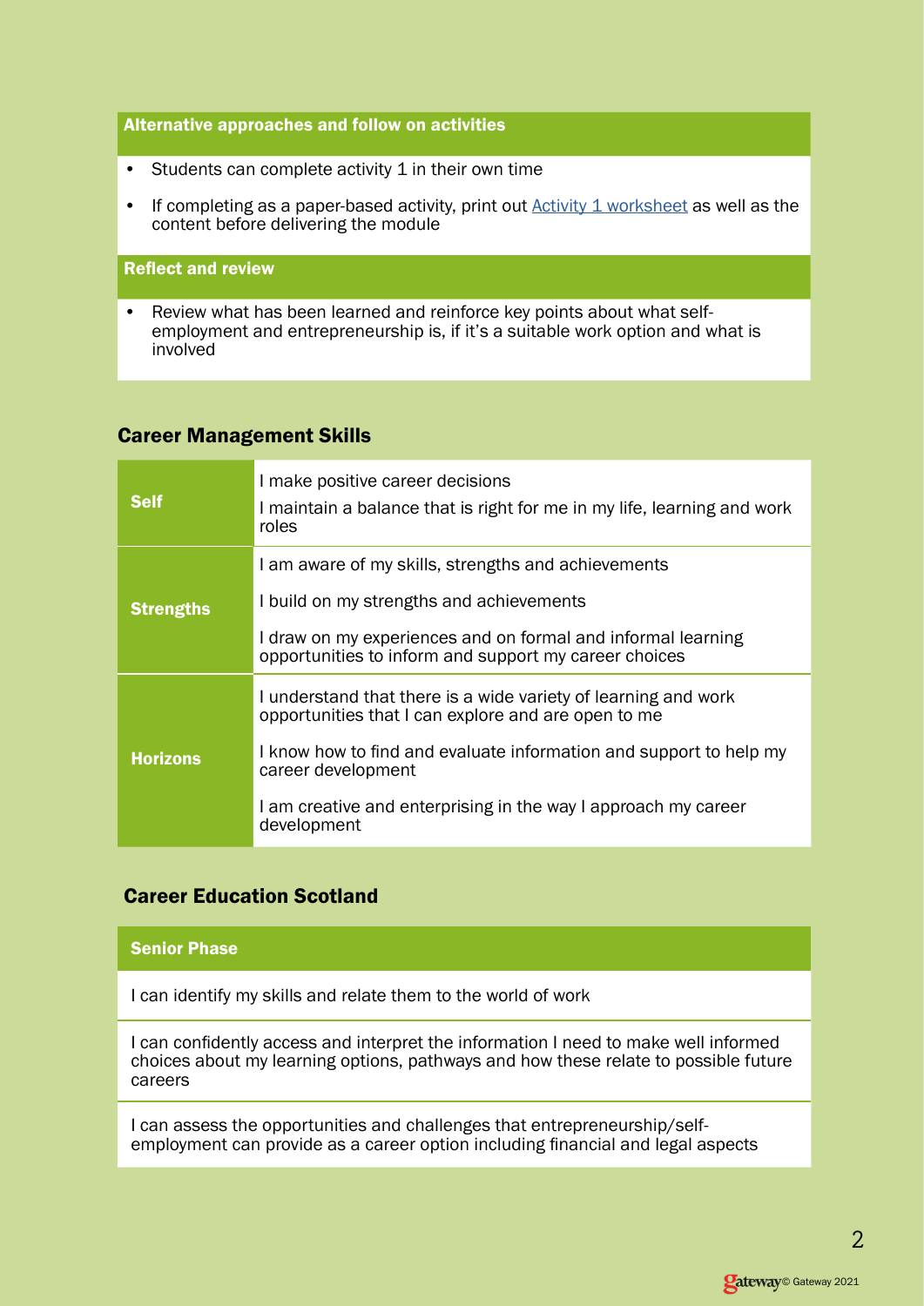## Alternative approaches and follow on activities

- Students can complete activity 1 in their own time
- If completing as a paper-based activity, print out Activity 1 worksheet as well as the content before delivering the module

## Reflect and review

- Review what has been learned and reinforce key points about what self-employment and entrepreneurship is, if it's a suitable work option and what is involved

## Career Management Skills

| | |
|---|---|
| **Self** | I make positive career decisions<br>I maintain a balance that is right for me in my life, learning and work roles |
| **Strengths** | I am aware of my skills, strengths and achievements<br>I build on my strengths and achievements<br>I draw on my experiences and on formal and informal learning opportunities to inform and support my career choices |
| **Horizons** | I understand that there is a wide variety of learning and work opportunities that I can explore and are open to me<br>I know how to find and evaluate information and support to help my career development<br>I am creative and enterprising in the way I approach my career development |

## Career Education Scotland

| Senior Phase |
|---|
| I can identify my skills and relate them to the world of work |
| I can confidently access and interpret the information I need to make well informed choices about my learning options, pathways and how these relate to possible future careers |
| I can assess the opportunities and challenges that entrepreneurship/self-employment can provide as a career option including financial and legal aspects |